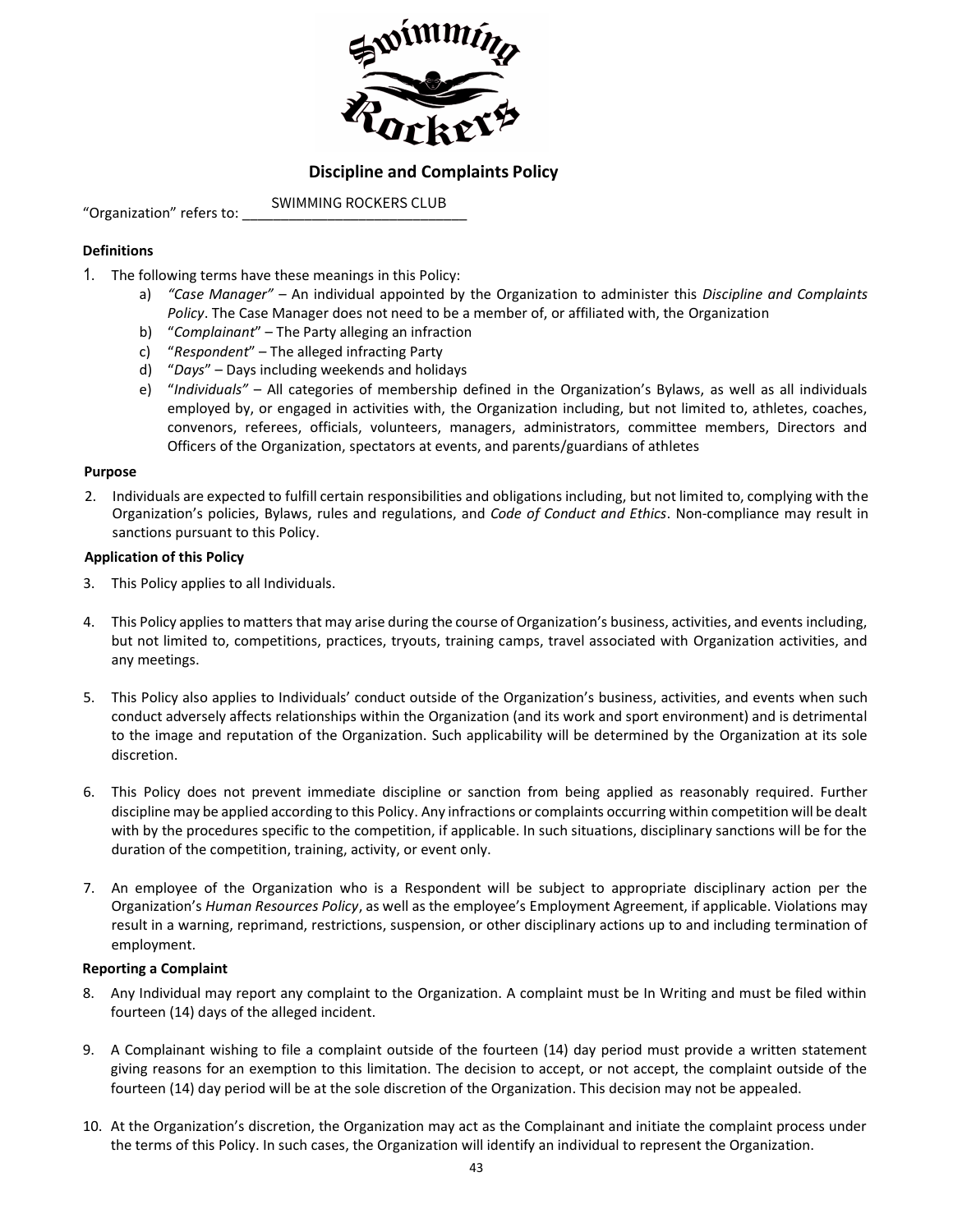# Discipline and Complaints Policy

"Organization" refers to: SWIMMING ROCKERS CLUB

**Definitions**

1. The following terms have these meanings in this Policy:
   a) *"Case Manager"* – An individual appointed by the Organization to administer this *Discipline and Complaints Policy*. The Case Manager does not need to be a member of, or affiliated with, the Organization
   b) "*Complainant*" – The Party alleging an infraction
   c) "*Respondent*" – The alleged infracting Party
   d) "*Days*" – Days including weekends and holidays
   e) "*Individuals"* – All categories of membership defined in the Organization's Bylaws, as well as all individuals employed by, or engaged in activities with, the Organization including, but not limited to, athletes, coaches, convenors, referees, officials, volunteers, managers, administrators, committee members, Directors and Officers of the Organization, spectators at events, and parents/guardians of athletes

**Purpose**

2. Individuals are expected to fulfill certain responsibilities and obligations including, but not limited to, complying with the Organization's policies, Bylaws, rules and regulations, and *Code of Conduct and Ethics*. Non-compliance may result in sanctions pursuant to this Policy.

**Application of this Policy**

3. This Policy applies to all Individuals.

4. This Policy applies to matters that may arise during the course of Organization's business, activities, and events including, but not limited to, competitions, practices, tryouts, training camps, travel associated with Organization activities, and any meetings.

5. This Policy also applies to Individuals' conduct outside of the Organization's business, activities, and events when such conduct adversely affects relationships within the Organization (and its work and sport environment) and is detrimental to the image and reputation of the Organization. Such applicability will be determined by the Organization at its sole discretion.

6. This Policy does not prevent immediate discipline or sanction from being applied as reasonably required. Further discipline may be applied according to this Policy. Any infractions or complaints occurring within competition will be dealt with by the procedures specific to the competition, if applicable. In such situations, disciplinary sanctions will be for the duration of the competition, training, activity, or event only.

7. An employee of the Organization who is a Respondent will be subject to appropriate disciplinary action per the Organization's *Human Resources Policy*, as well as the employee's Employment Agreement, if applicable. Violations may result in a warning, reprimand, restrictions, suspension, or other disciplinary actions up to and including termination of employment.

**Reporting a Complaint**

8. Any Individual may report any complaint to the Organization. A complaint must be In Writing and must be filed within fourteen (14) days of the alleged incident.

9. A Complainant wishing to file a complaint outside of the fourteen (14) day period must provide a written statement giving reasons for an exemption to this limitation. The decision to accept, or not accept, the complaint outside of the fourteen (14) day period will be at the sole discretion of the Organization. This decision may not be appealed.

10. At the Organization's discretion, the Organization may act as the Complainant and initiate the complaint process under the terms of this Policy. In such cases, the Organization will identify an individual to represent the Organization.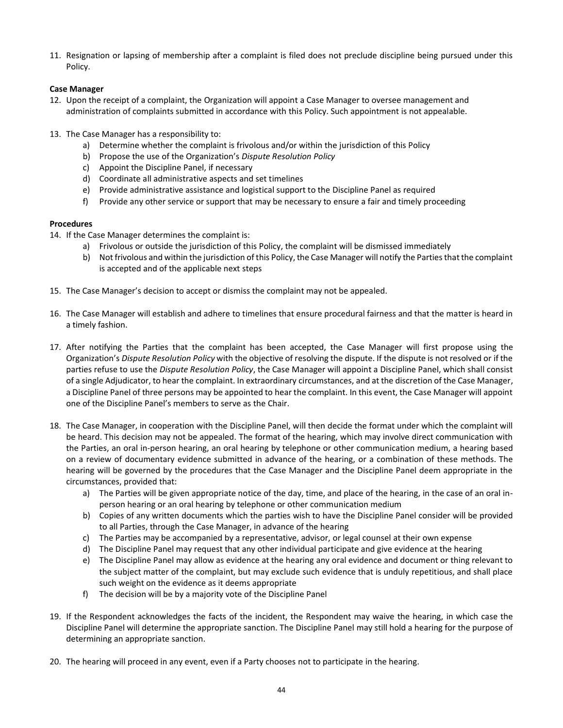11. Resignation or lapsing of membership after a complaint is filed does not preclude discipline being pursued under this Policy.

**Case Manager**

12. Upon the receipt of a complaint, the Organization will appoint a Case Manager to oversee management and administration of complaints submitted in accordance with this Policy. Such appointment is not appealable.

13. The Case Manager has a responsibility to:
    a) Determine whether the complaint is frivolous and/or within the jurisdiction of this Policy
    b) Propose the use of the Organization's *Dispute Resolution Policy*
    c) Appoint the Discipline Panel, if necessary
    d) Coordinate all administrative aspects and set timelines
    e) Provide administrative assistance and logistical support to the Discipline Panel as required
    f) Provide any other service or support that may be necessary to ensure a fair and timely proceeding

**Procedures**

14. If the Case Manager determines the complaint is:
    a) Frivolous or outside the jurisdiction of this Policy, the complaint will be dismissed immediately
    b) Not frivolous and within the jurisdiction of this Policy, the Case Manager will notify the Parties that the complaint is accepted and of the applicable next steps

15. The Case Manager's decision to accept or dismiss the complaint may not be appealed.

16. The Case Manager will establish and adhere to timelines that ensure procedural fairness and that the matter is heard in a timely fashion.

17. After notifying the Parties that the complaint has been accepted, the Case Manager will first propose using the Organization's *Dispute Resolution Policy* with the objective of resolving the dispute. If the dispute is not resolved or if the parties refuse to use the *Dispute Resolution Policy*, the Case Manager will appoint a Discipline Panel, which shall consist of a single Adjudicator, to hear the complaint. In extraordinary circumstances, and at the discretion of the Case Manager, a Discipline Panel of three persons may be appointed to hear the complaint. In this event, the Case Manager will appoint one of the Discipline Panel's members to serve as the Chair.

18. The Case Manager, in cooperation with the Discipline Panel, will then decide the format under which the complaint will be heard. This decision may not be appealed. The format of the hearing, which may involve direct communication with the Parties, an oral in-person hearing, an oral hearing by telephone or other communication medium, a hearing based on a review of documentary evidence submitted in advance of the hearing, or a combination of these methods. The hearing will be governed by the procedures that the Case Manager and the Discipline Panel deem appropriate in the circumstances, provided that:
    a) The Parties will be given appropriate notice of the day, time, and place of the hearing, in the case of an oral in-person hearing or an oral hearing by telephone or other communication medium
    b) Copies of any written documents which the parties wish to have the Discipline Panel consider will be provided to all Parties, through the Case Manager, in advance of the hearing
    c) The Parties may be accompanied by a representative, advisor, or legal counsel at their own expense
    d) The Discipline Panel may request that any other individual participate and give evidence at the hearing
    e) The Discipline Panel may allow as evidence at the hearing any oral evidence and document or thing relevant to the subject matter of the complaint, but may exclude such evidence that is unduly repetitious, and shall place such weight on the evidence as it deems appropriate
    f) The decision will be by a majority vote of the Discipline Panel

19. If the Respondent acknowledges the facts of the incident, the Respondent may waive the hearing, in which case the Discipline Panel will determine the appropriate sanction. The Discipline Panel may still hold a hearing for the purpose of determining an appropriate sanction.

20. The hearing will proceed in any event, even if a Party chooses not to participate in the hearing.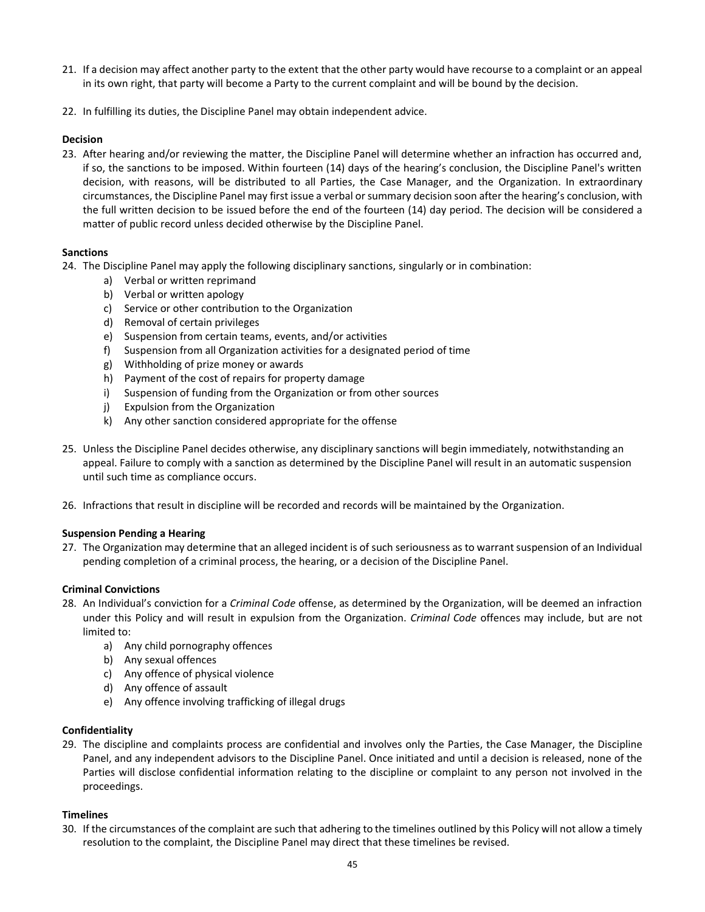21. If a decision may affect another party to the extent that the other party would have recourse to a complaint or an appeal in its own right, that party will become a Party to the current complaint and will be bound by the decision.

22. In fulfilling its duties, the Discipline Panel may obtain independent advice.

**Decision**

23. After hearing and/or reviewing the matter, the Discipline Panel will determine whether an infraction has occurred and, if so, the sanctions to be imposed. Within fourteen (14) days of the hearing's conclusion, the Discipline Panel's written decision, with reasons, will be distributed to all Parties, the Case Manager, and the Organization. In extraordinary circumstances, the Discipline Panel may first issue a verbal or summary decision soon after the hearing's conclusion, with the full written decision to be issued before the end of the fourteen (14) day period. The decision will be considered a matter of public record unless decided otherwise by the Discipline Panel.

**Sanctions**

24. The Discipline Panel may apply the following disciplinary sanctions, singularly or in combination:
    a) Verbal or written reprimand
    b) Verbal or written apology
    c) Service or other contribution to the Organization
    d) Removal of certain privileges
    e) Suspension from certain teams, events, and/or activities
    f) Suspension from all Organization activities for a designated period of time
    g) Withholding of prize money or awards
    h) Payment of the cost of repairs for property damage
    i) Suspension of funding from the Organization or from other sources
    j) Expulsion from the Organization
    k) Any other sanction considered appropriate for the offense

25. Unless the Discipline Panel decides otherwise, any disciplinary sanctions will begin immediately, notwithstanding an appeal. Failure to comply with a sanction as determined by the Discipline Panel will result in an automatic suspension until such time as compliance occurs.

26. Infractions that result in discipline will be recorded and records will be maintained by the Organization.

**Suspension Pending a Hearing**

27. The Organization may determine that an alleged incident is of such seriousness as to warrant suspension of an Individual pending completion of a criminal process, the hearing, or a decision of the Discipline Panel.

**Criminal Convictions**

28. An Individual's conviction for a *Criminal Code* offense, as determined by the Organization, will be deemed an infraction under this Policy and will result in expulsion from the Organization. *Criminal Code* offences may include, but are not limited to:
    a) Any child pornography offences
    b) Any sexual offences
    c) Any offence of physical violence
    d) Any offence of assault
    e) Any offence involving trafficking of illegal drugs

**Confidentiality**

29. The discipline and complaints process are confidential and involves only the Parties, the Case Manager, the Discipline Panel, and any independent advisors to the Discipline Panel. Once initiated and until a decision is released, none of the Parties will disclose confidential information relating to the discipline or complaint to any person not involved in the proceedings.

**Timelines**

30. If the circumstances of the complaint are such that adhering to the timelines outlined by this Policy will not allow a timely resolution to the complaint, the Discipline Panel may direct that these timelines be revised.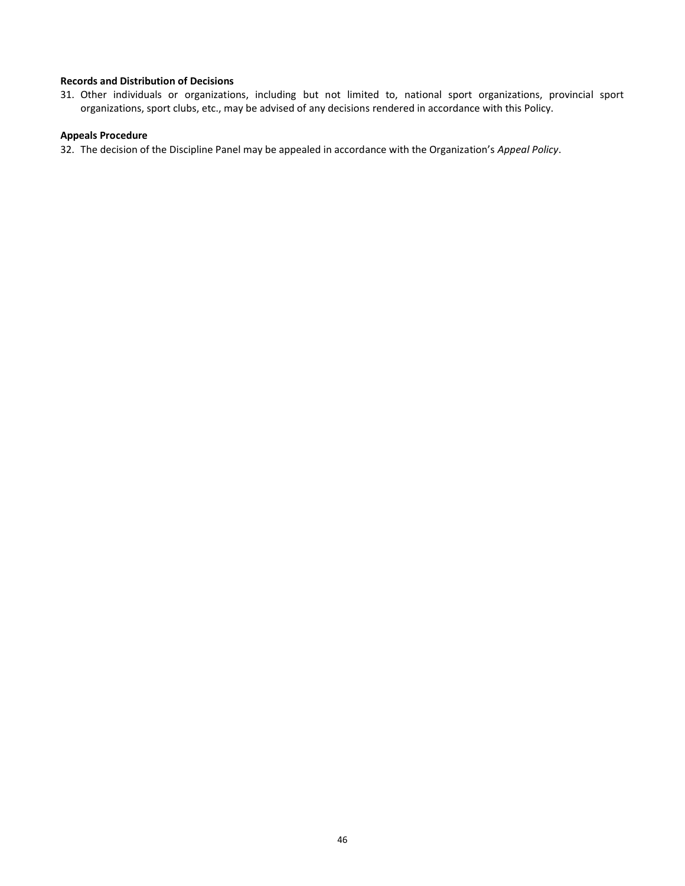**Records and Distribution of Decisions**

31. Other individuals or organizations, including but not limited to, national sport organizations, provincial sport organizations, sport clubs, etc., may be advised of any decisions rendered in accordance with this Policy.

**Appeals Procedure**

32. The decision of the Discipline Panel may be appealed in accordance with the Organization's *Appeal Policy*.